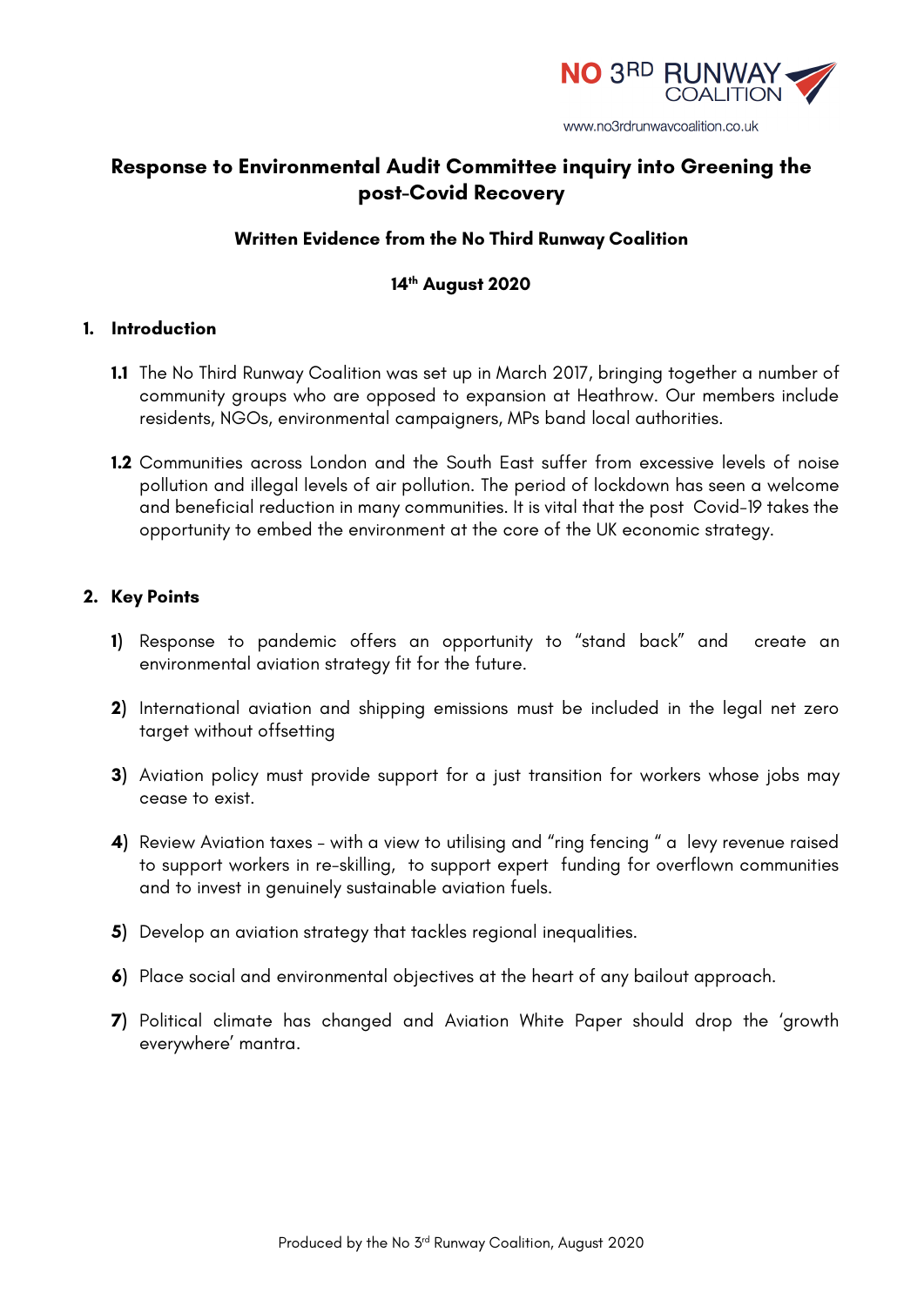NO 3RD RUNWAY COALITION

www.no3rdrunwaycoalition.co.uk

# Response to Environmental Audit Committee inquiry into Greening the post-Covid Recovery

**Written Evidence from the No Third Runway Coalition**

**14th August 2020**

## 1. Introduction

**1.1** The No Third Runway Coalition was set up in March 2017, bringing together a number of community groups who are opposed to expansion at Heathrow. Our members include residents, NGOs, environmental campaigners, MPs band local authorities.

**1.2** Communities across London and the South East suffer from excessive levels of noise pollution and illegal levels of air pollution. The period of lockdown has seen a welcome and beneficial reduction in many communities. It is vital that the post Covid-19 takes the opportunity to embed the environment at the core of the UK economic strategy.

## 2. Key Points

**1)** Response to pandemic offers an opportunity to "stand back" and create an environmental aviation strategy fit for the future.

**2)** International aviation and shipping emissions must be included in the legal net zero target without offsetting

**3)** Aviation policy must provide support for a just transition for workers whose jobs may cease to exist.

**4)** Review Aviation taxes - with a view to utilising and "ring fencing " a levy revenue raised to support workers in re-skilling, to support expert funding for overflown communities and to invest in genuinely sustainable aviation fuels.

**5)** Develop an aviation strategy that tackles regional inequalities.

**6)** Place social and environmental objectives at the heart of any bailout approach.

**7)** Political climate has changed and Aviation White Paper should drop the 'growth everywhere' mantra.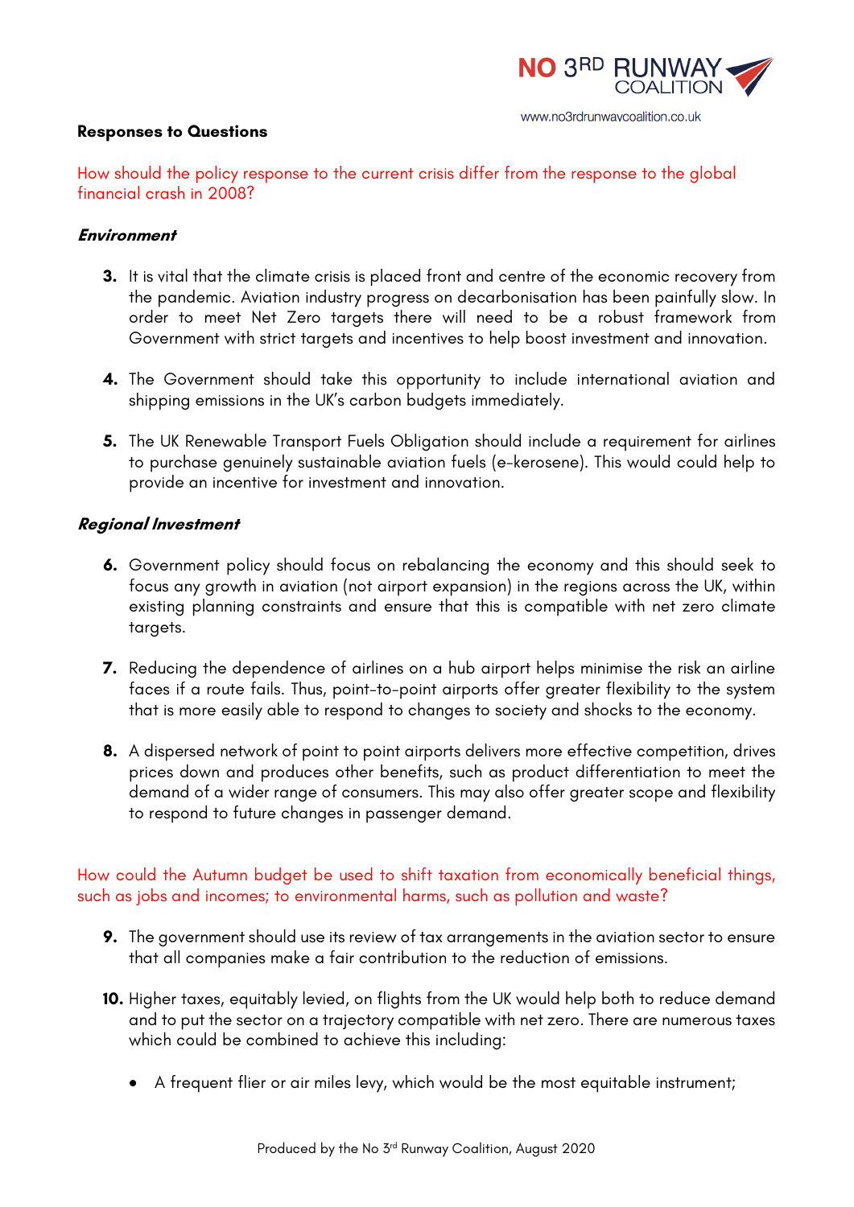**Responses to Questions**

How should the policy response to the current crisis differ from the response to the global financial crash in 2008?

***Environment***

3. It is vital that the climate crisis is placed front and centre of the economic recovery from the pandemic. Aviation industry progress on decarbonisation has been painfully slow. In order to meet Net Zero targets there will need to be a robust framework from Government with strict targets and incentives to help boost investment and innovation.

4. The Government should take this opportunity to include international aviation and shipping emissions in the UK's carbon budgets immediately.

5. The UK Renewable Transport Fuels Obligation should include a requirement for airlines to purchase genuinely sustainable aviation fuels (e-kerosene). This would could help to provide an incentive for investment and innovation.

***Regional Investment***

6. Government policy should focus on rebalancing the economy and this should seek to focus any growth in aviation (not airport expansion) in the regions across the UK, within existing planning constraints and ensure that this is compatible with net zero climate targets.

7. Reducing the dependence of airlines on a hub airport helps minimise the risk an airline faces if a route fails. Thus, point-to-point airports offer greater flexibility to the system that is more easily able to respond to changes to society and shocks to the economy.

8. A dispersed network of point to point airports delivers more effective competition, drives prices down and produces other benefits, such as product differentiation to meet the demand of a wider range of consumers. This may also offer greater scope and flexibility to respond to future changes in passenger demand.

How could the Autumn budget be used to shift taxation from economically beneficial things, such as jobs and incomes; to environmental harms, such as pollution and waste?

9. The government should use its review of tax arrangements in the aviation sector to ensure that all companies make a fair contribution to the reduction of emissions.

10. Higher taxes, equitably levied, on flights from the UK would help both to reduce demand and to put the sector on a trajectory compatible with net zero. There are numerous taxes which could be combined to achieve this including:

    - A frequent flier or air miles levy, which would be the most equitable instrument;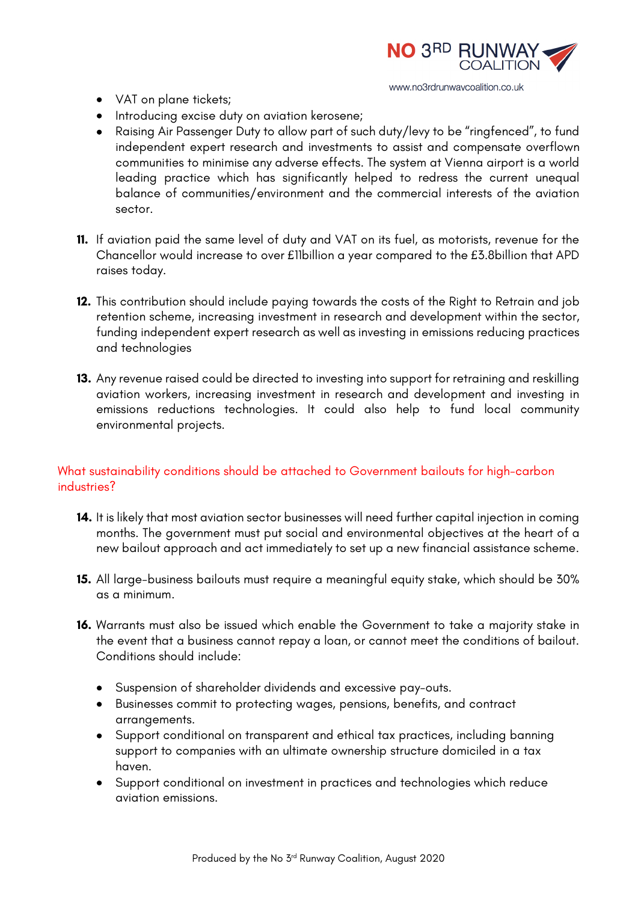- VAT on plane tickets;
- Introducing excise duty on aviation kerosene;
- Raising Air Passenger Duty to allow part of such duty/levy to be "ringfenced", to fund independent expert research and investments to assist and compensate overflown communities to minimise any adverse effects. The system at Vienna airport is a world leading practice which has significantly helped to redress the current unequal balance of communities/environment and the commercial interests of the aviation sector.

**11.** If aviation paid the same level of duty and VAT on its fuel, as motorists, revenue for the Chancellor would increase to over £11billion a year compared to the £3.8billion that APD raises today.

**12.** This contribution should include paying towards the costs of the Right to Retrain and job retention scheme, increasing investment in research and development within the sector, funding independent expert research as well as investing in emissions reducing practices and technologies

**13.** Any revenue raised could be directed to investing into support for retraining and reskilling aviation workers, increasing investment in research and development and investing in emissions reductions technologies. It could also help to fund local community environmental projects.

## What sustainability conditions should be attached to Government bailouts for high-carbon industries?

**14.** It is likely that most aviation sector businesses will need further capital injection in coming months. The government must put social and environmental objectives at the heart of a new bailout approach and act immediately to set up a new financial assistance scheme.

**15.** All large-business bailouts must require a meaningful equity stake, which should be 30% as a minimum.

**16.** Warrants must also be issued which enable the Government to take a majority stake in the event that a business cannot repay a loan, or cannot meet the conditions of bailout. Conditions should include:

- Suspension of shareholder dividends and excessive pay-outs.
- Businesses commit to protecting wages, pensions, benefits, and contract arrangements.
- Support conditional on transparent and ethical tax practices, including banning support to companies with an ultimate ownership structure domiciled in a tax haven.
- Support conditional on investment in practices and technologies which reduce aviation emissions.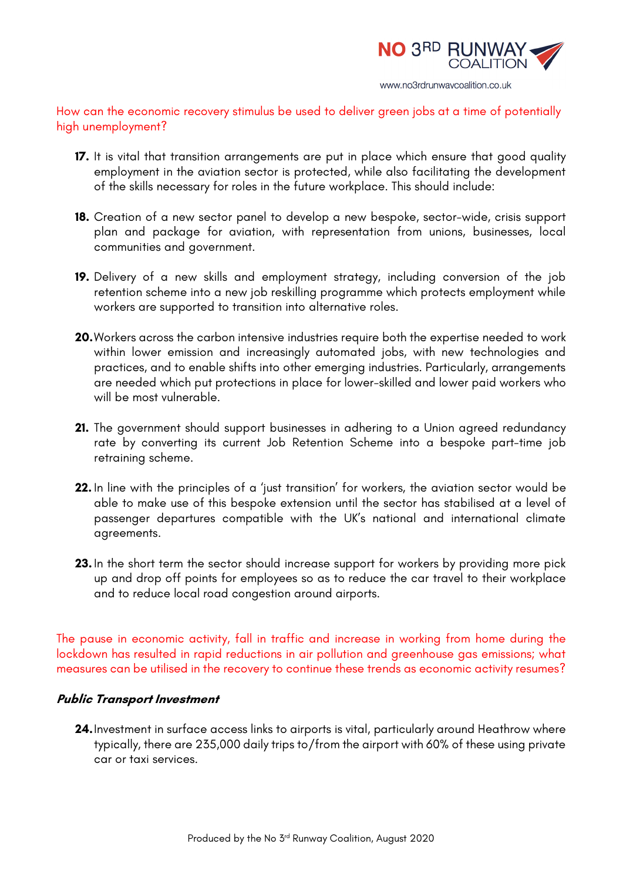How can the economic recovery stimulus be used to deliver green jobs at a time of potentially high unemployment?

17. It is vital that transition arrangements are put in place which ensure that good quality employment in the aviation sector is protected, while also facilitating the development of the skills necessary for roles in the future workplace. This should include:

18. Creation of a new sector panel to develop a new bespoke, sector-wide, crisis support plan and package for aviation, with representation from unions, businesses, local communities and government.

19. Delivery of a new skills and employment strategy, including conversion of the job retention scheme into a new job reskilling programme which protects employment while workers are supported to transition into alternative roles.

20. Workers across the carbon intensive industries require both the expertise needed to work within lower emission and increasingly automated jobs, with new technologies and practices, and to enable shifts into other emerging industries. Particularly, arrangements are needed which put protections in place for lower-skilled and lower paid workers who will be most vulnerable.

21. The government should support businesses in adhering to a Union agreed redundancy rate by converting its current Job Retention Scheme into a bespoke part-time job retraining scheme.

22. In line with the principles of a 'just transition' for workers, the aviation sector would be able to make use of this bespoke extension until the sector has stabilised at a level of passenger departures compatible with the UK's national and international climate agreements.

23. In the short term the sector should increase support for workers by providing more pick up and drop off points for employees so as to reduce the car travel to their workplace and to reduce local road congestion around airports.

The pause in economic activity, fall in traffic and increase in working from home during the lockdown has resulted in rapid reductions in air pollution and greenhouse gas emissions; what measures can be utilised in the recovery to continue these trends as economic activity resumes?

### *Public Transport Investment*

24. Investment in surface access links to airports is vital, particularly around Heathrow where typically, there are 235,000 daily trips to/from the airport with 60% of these using private car or taxi services.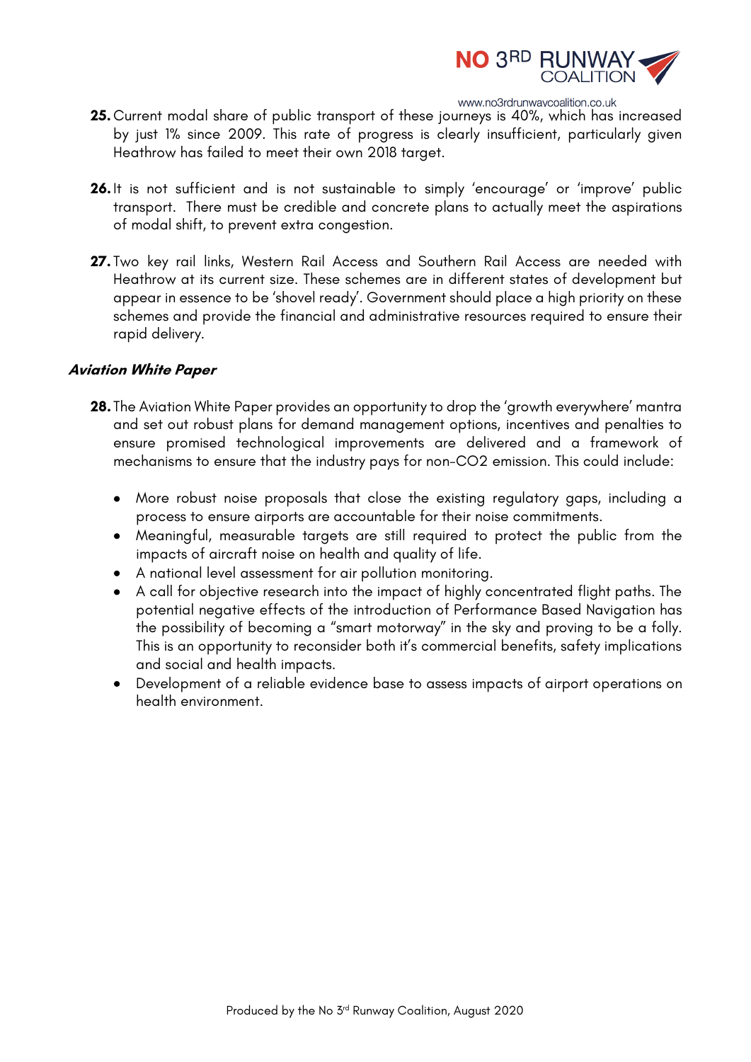25. Current modal share of public transport of these journeys is 40%, which has increased by just 1% since 2009. This rate of progress is clearly insufficient, particularly given Heathrow has failed to meet their own 2018 target.

26. It is not sufficient and is not sustainable to simply 'encourage' or 'improve' public transport. There must be credible and concrete plans to actually meet the aspirations of modal shift, to prevent extra congestion.

27. Two key rail links, Western Rail Access and Southern Rail Access are needed with Heathrow at its current size. These schemes are in different states of development but appear in essence to be 'shovel ready'. Government should place a high priority on these schemes and provide the financial and administrative resources required to ensure their rapid delivery.

### *Aviation White Paper*

28. The Aviation White Paper provides an opportunity to drop the 'growth everywhere' mantra and set out robust plans for demand management options, incentives and penalties to ensure promised technological improvements are delivered and a framework of mechanisms to ensure that the industry pays for non-CO2 emission. This could include:

- More robust noise proposals that close the existing regulatory gaps, including a process to ensure airports are accountable for their noise commitments.
- Meaningful, measurable targets are still required to protect the public from the impacts of aircraft noise on health and quality of life.
- A national level assessment for air pollution monitoring.
- A call for objective research into the impact of highly concentrated flight paths. The potential negative effects of the introduction of Performance Based Navigation has the possibility of becoming a "smart motorway" in the sky and proving to be a folly. This is an opportunity to reconsider both it's commercial benefits, safety implications and social and health impacts.
- Development of a reliable evidence base to assess impacts of airport operations on health environment.